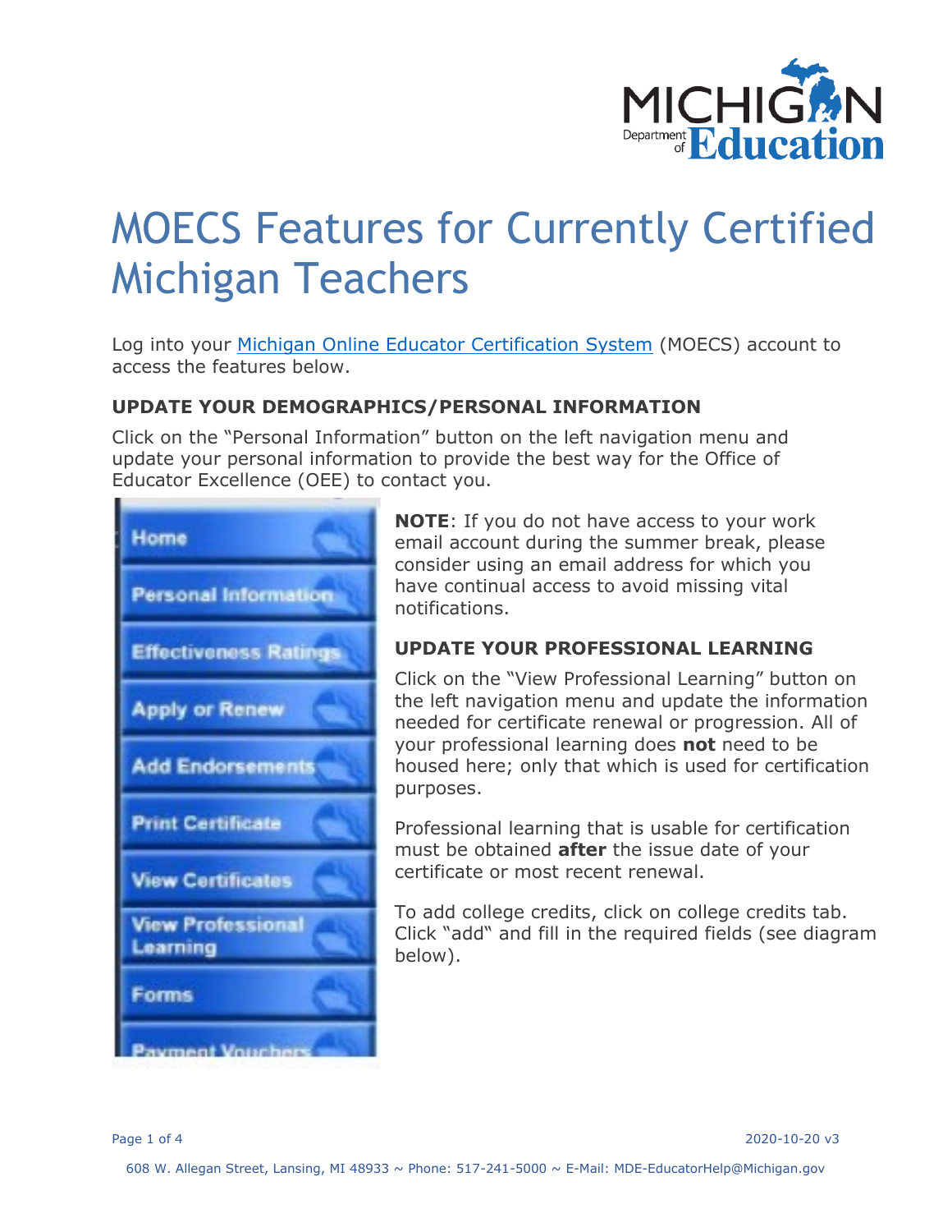# MOECS Features for Currently Certified Michigan Teachers

Log into your [Michigan Online Educator Certification System](#) (MOECS) account to access the features below.

### UPDATE YOUR DEMOGRAPHICS/PERSONAL INFORMATION

Click on the "Personal Information" button on the left navigation menu and update your personal information to provide the best way for the Office of Educator Excellence (OEE) to contact you.

**NOTE**: If you do not have access to your work email account during the summer break, please consider using an email address for which you have continual access to avoid missing vital notifications.

### UPDATE YOUR PROFESSIONAL LEARNING

Click on the "View Professional Learning" button on the left navigation menu and update the information needed for certificate renewal or progression. All of your professional learning does **not** need to be housed here; only that which is used for certification purposes.

Professional learning that is usable for certification must be obtained **after** the issue date of your certificate or most recent renewal.

To add college credits, click on college credits tab. Click "add" and fill in the required fields (see diagram below).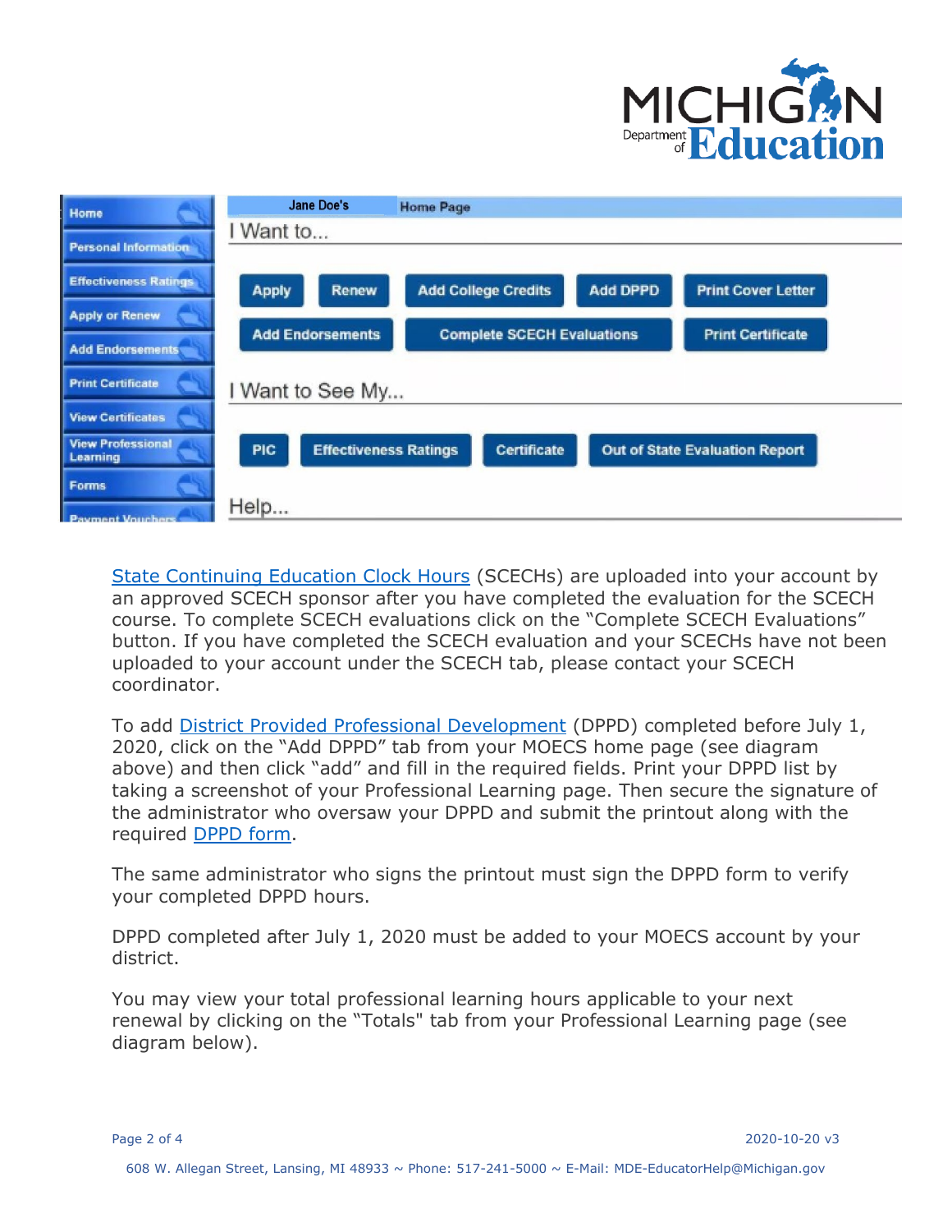State Continuing Education Clock Hours (SCECHs) are uploaded into your account by an approved SCECH sponsor after you have completed the evaluation for the SCECH course. To complete SCECH evaluations click on the "Complete SCECH Evaluations" button. If you have completed the SCECH evaluation and your SCECHs have not been uploaded to your account under the SCECH tab, please contact your SCECH coordinator.

To add District Provided Professional Development (DPPD) completed before July 1, 2020, click on the "Add DPPD" tab from your MOECS home page (see diagram above) and then click "add" and fill in the required fields. Print your DPPD list by taking a screenshot of your Professional Learning page. Then secure the signature of the administrator who oversaw your DPPD and submit the printout along with the required DPPD form.

The same administrator who signs the printout must sign the DPPD form to verify your completed DPPD hours.

DPPD completed after July 1, 2020 must be added to your MOECS account by your district.

You may view your total professional learning hours applicable to your next renewal by clicking on the "Totals" tab from your Professional Learning page (see diagram below).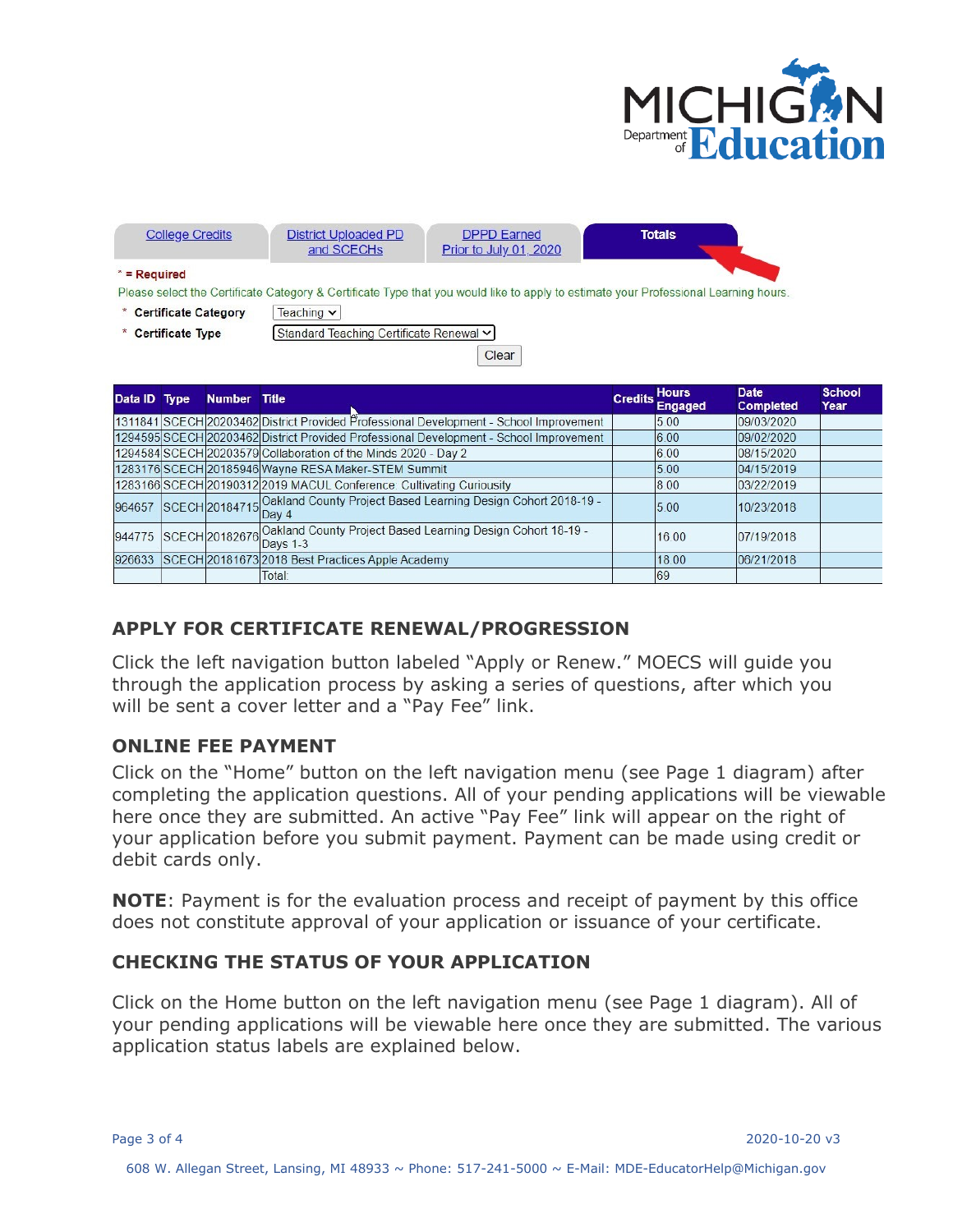College Credits | District Uploaded PD and SCECHs | DPPD Earned Prior to July 01, 2020 | **Totals**

\* = Required

Please select the Certificate Category & Certificate Type that you would like to apply to estimate your Professional Learning hours.

\* **Certificate Category** Teaching

\* **Certificate Type** Standard Teaching Certificate Renewal

Clear

| Data ID | Type | Number | Title | Credits | Hours Engaged | Date Completed | School Year |
|---|---|---|---|---|---|---|---|
| 1311841 | SCECH | 20203462 | District Provided Professional Development - School Improvement | | 5.00 | 09/03/2020 | |
| 1294595 | SCECH | 20203462 | District Provided Professional Development - School Improvement | | 6.00 | 09/02/2020 | |
| 1294584 | SCECH | 20203579 | Collaboration of the Minds 2020 - Day 2 | | 6.00 | 08/15/2020 | |
| 1283176 | SCECH | 20185946 | Wayne RESA Maker-STEM Summit | | 5.00 | 04/15/2019 | |
| 1283166 | SCECH | 20190312 | 2019 MACUL Conference: Cultivating Curiosity | | 8.00 | 03/22/2019 | |
| 964657 | SCECH | 20184715 | Oakland County Project Based Learning Design Cohort 2018-19 - Day 4 | | 5.00 | 10/23/2018 | |
| 944775 | SCECH | 20182676 | Oakland County Project Based Learning Design Cohort 18-19 - Days 1-3 | | 16.00 | 07/19/2018 | |
| 926633 | SCECH | 20181673 | 2018 Best Practices Apple Academy | | 18.00 | 06/21/2018 | |
| | | | Total: | | 69 | | |

## APPLY FOR CERTIFICATE RENEWAL/PROGRESSION

Click the left navigation button labeled "Apply or Renew." MOECS will guide you through the application process by asking a series of questions, after which you will be sent a cover letter and a "Pay Fee" link.

## ONLINE FEE PAYMENT

Click on the "Home" button on the left navigation menu (see Page 1 diagram) after completing the application questions. All of your pending applications will be viewable here once they are submitted. An active "Pay Fee" link will appear on the right of your application before you submit payment. Payment can be made using credit or debit cards only.

**NOTE**: Payment is for the evaluation process and receipt of payment by this office does not constitute approval of your application or issuance of your certificate.

## CHECKING THE STATUS OF YOUR APPLICATION

Click on the Home button on the left navigation menu (see Page 1 diagram). All of your pending applications will be viewable here once they are submitted. The various application status labels are explained below.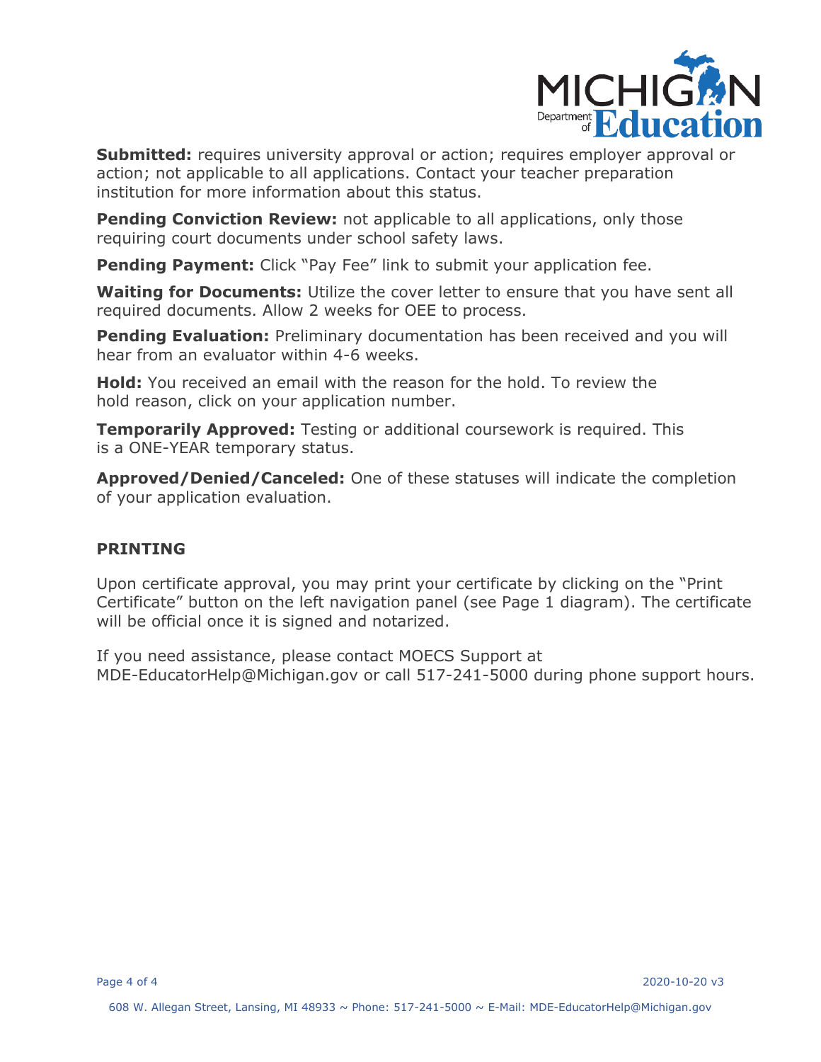**Submitted:** requires university approval or action; requires employer approval or action; not applicable to all applications. Contact your teacher preparation institution for more information about this status.

**Pending Conviction Review:** not applicable to all applications, only those requiring court documents under school safety laws.

**Pending Payment:** Click "Pay Fee" link to submit your application fee.

**Waiting for Documents:** Utilize the cover letter to ensure that you have sent all required documents. Allow 2 weeks for OEE to process.

**Pending Evaluation:** Preliminary documentation has been received and you will hear from an evaluator within 4-6 weeks.

**Hold:** You received an email with the reason for the hold. To review the hold reason, click on your application number.

**Temporarily Approved:** Testing or additional coursework is required. This is a ONE-YEAR temporary status.

**Approved/Denied/Canceled:** One of these statuses will indicate the completion of your application evaluation.

## PRINTING

Upon certificate approval, you may print your certificate by clicking on the "Print Certificate" button on the left navigation panel (see Page 1 diagram). The certificate will be official once it is signed and notarized.

If you need assistance, please contact MOECS Support at MDE-EducatorHelp@Michigan.gov or call 517-241-5000 during phone support hours.